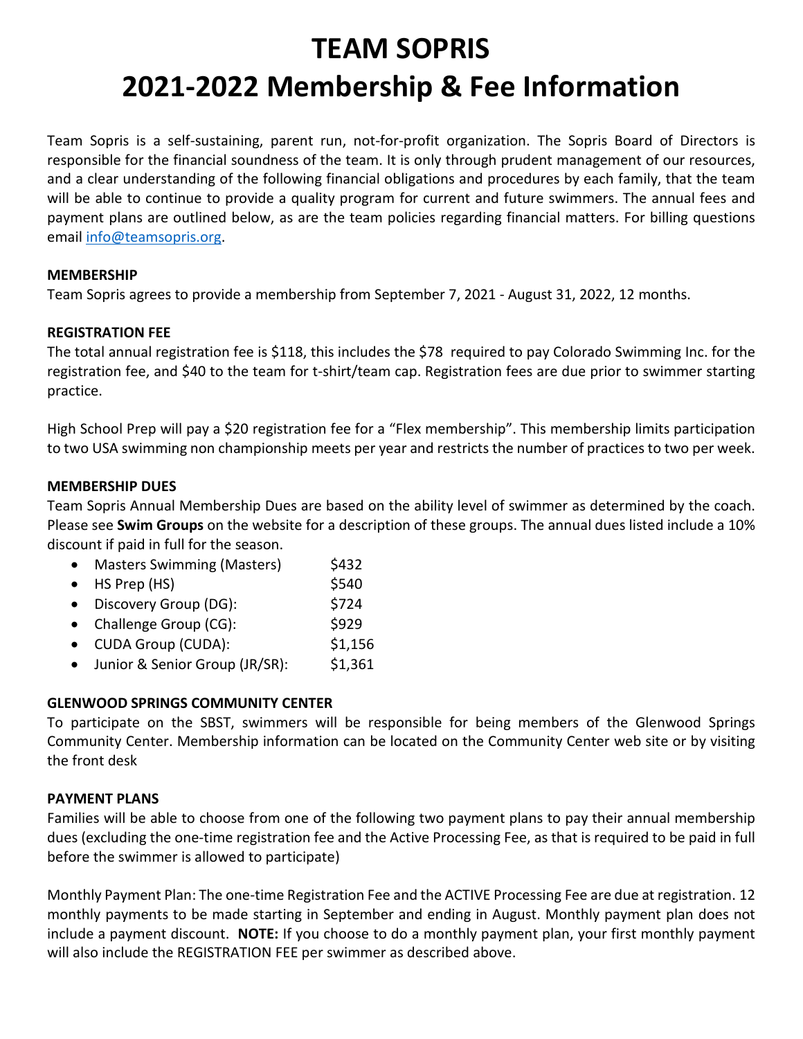# TEAM SOPRIS
# 2021-2022 Membership & Fee Information

Team Sopris is a self-sustaining, parent run, not-for-profit organization. The Sopris Board of Directors is responsible for the financial soundness of the team. It is only through prudent management of our resources, and a clear understanding of the following financial obligations and procedures by each family, that the team will be able to continue to provide a quality program for current and future swimmers. The annual fees and payment plans are outlined below, as are the team policies regarding financial matters. For billing questions email info@teamsopris.org.

**MEMBERSHIP**
Team Sopris agrees to provide a membership from September 7, 2021 - August 31, 2022, 12 months.

**REGISTRATION FEE**
The total annual registration fee is $118, this includes the $78 required to pay Colorado Swimming Inc. for the registration fee, and $40 to the team for t-shirt/team cap. Registration fees are due prior to swimmer starting practice.

High School Prep will pay a $20 registration fee for a "Flex membership". This membership limits participation to two USA swimming non championship meets per year and restricts the number of practices to two per week.

**MEMBERSHIP DUES**
Team Sopris Annual Membership Dues are based on the ability level of swimmer as determined by the coach. Please see **Swim Groups** on the website for a description of these groups. The annual dues listed include a 10% discount if paid in full for the season.

- Masters Swimming (Masters) $432
- HS Prep (HS) $540
- Discovery Group (DG): $724
- Challenge Group (CG): $929
- CUDA Group (CUDA): $1,156
- Junior & Senior Group (JR/SR): $1,361

**GLENWOOD SPRINGS COMMUNITY CENTER**
To participate on the SBST, swimmers will be responsible for being members of the Glenwood Springs Community Center. Membership information can be located on the Community Center web site or by visiting the front desk

**PAYMENT PLANS**
Families will be able to choose from one of the following two payment plans to pay their annual membership dues (excluding the one-time registration fee and the Active Processing Fee, as that is required to be paid in full before the swimmer is allowed to participate)

Monthly Payment Plan: The one-time Registration Fee and the ACTIVE Processing Fee are due at registration. 12 monthly payments to be made starting in September and ending in August. Monthly payment plan does not include a payment discount. **NOTE:** If you choose to do a monthly payment plan, your first monthly payment will also include the REGISTRATION FEE per swimmer as described above.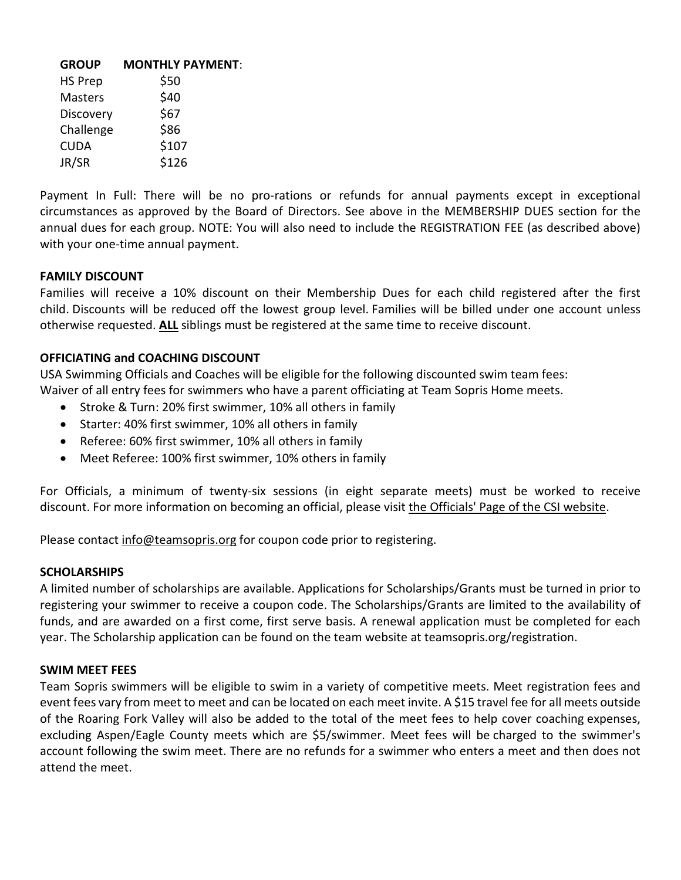| GROUP | MONTHLY PAYMENT: |
|---|---|
| HS Prep | $50 |
| Masters | $40 |
| Discovery | $67 |
| Challenge | $86 |
| CUDA | $107 |
| JR/SR | $126 |

Payment In Full: There will be no pro-rations or refunds for annual payments except in exceptional circumstances as approved by the Board of Directors. See above in the MEMBERSHIP DUES section for the annual dues for each group. NOTE: You will also need to include the REGISTRATION FEE (as described above) with your one-time annual payment.

**FAMILY DISCOUNT**

Families will receive a 10% discount on their Membership Dues for each child registered after the first child. Discounts will be reduced off the lowest group level. Families will be billed under one account unless otherwise requested. **ALL** siblings must be registered at the same time to receive discount.

**OFFICIATING and COACHING DISCOUNT**

USA Swimming Officials and Coaches will be eligible for the following discounted swim team fees:
Waiver of all entry fees for swimmers who have a parent officiating at Team Sopris Home meets.

- Stroke & Turn: 20% first swimmer, 10% all others in family
- Starter: 40% first swimmer, 10% all others in family
- Referee: 60% first swimmer, 10% all others in family
- Meet Referee: 100% first swimmer, 10% others in family

For Officials, a minimum of twenty-six sessions (in eight separate meets) must be worked to receive discount. For more information on becoming an official, please visit the Officials' Page of the CSI website.

Please contact info@teamsopris.org for coupon code prior to registering.

**SCHOLARSHIPS**

A limited number of scholarships are available. Applications for Scholarships/Grants must be turned in prior to registering your swimmer to receive a coupon code. The Scholarships/Grants are limited to the availability of funds, and are awarded on a first come, first serve basis. A renewal application must be completed for each year. The Scholarship application can be found on the team website at teamsopris.org/registration.

**SWIM MEET FEES**

Team Sopris swimmers will be eligible to swim in a variety of competitive meets. Meet registration fees and event fees vary from meet to meet and can be located on each meet invite. A $15 travel fee for all meets outside of the Roaring Fork Valley will also be added to the total of the meet fees to help cover coaching expenses, excluding Aspen/Eagle County meets which are $5/swimmer. Meet fees will be charged to the swimmer's account following the swim meet. There are no refunds for a swimmer who enters a meet and then does not attend the meet.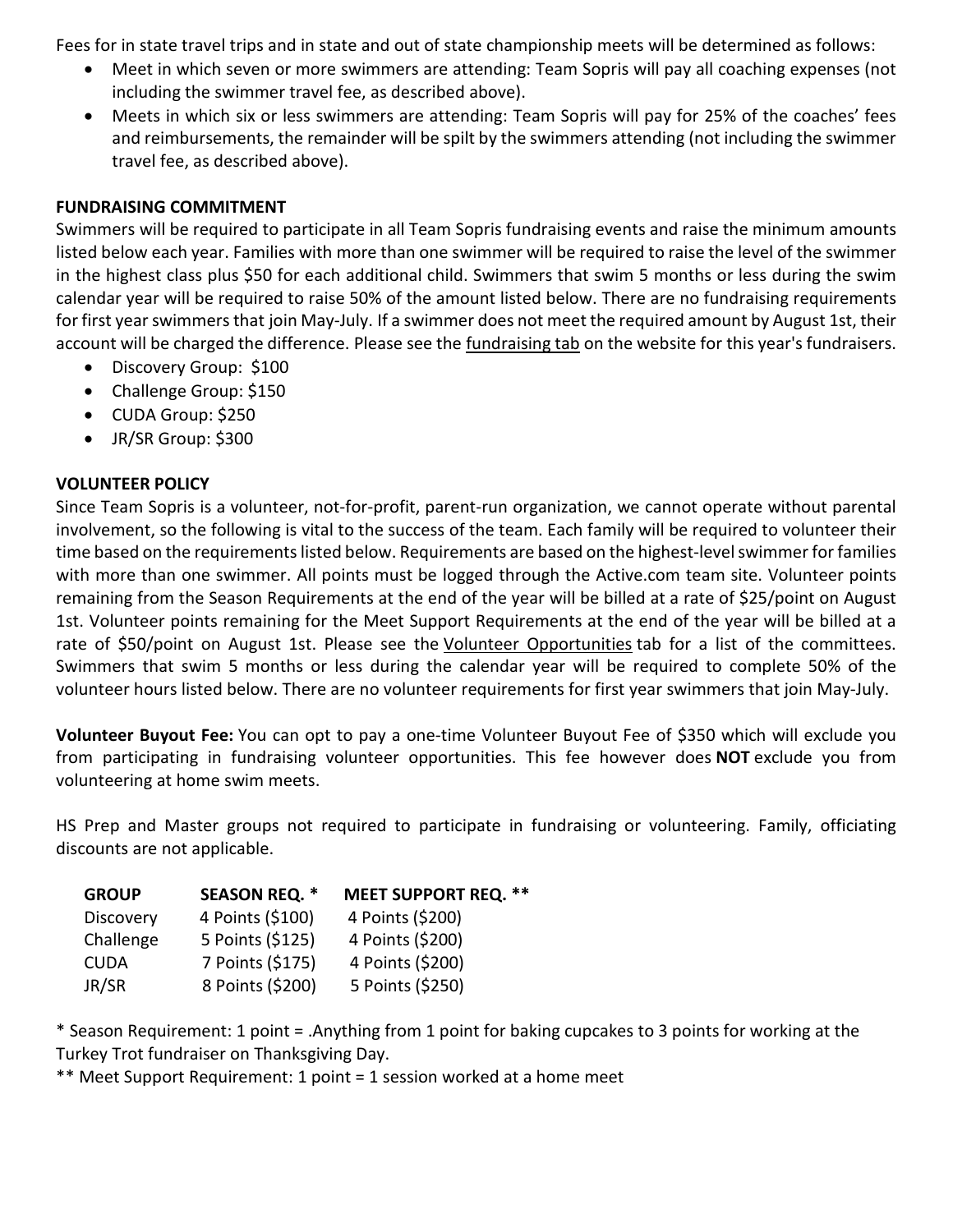Fees for in state travel trips and in state and out of state championship meets will be determined as follows:

- Meet in which seven or more swimmers are attending: Team Sopris will pay all coaching expenses (not including the swimmer travel fee, as described above).
- Meets in which six or less swimmers are attending: Team Sopris will pay for 25% of the coaches' fees and reimbursements, the remainder will be spilt by the swimmers attending (not including the swimmer travel fee, as described above).

**FUNDRAISING COMMITMENT**

Swimmers will be required to participate in all Team Sopris fundraising events and raise the minimum amounts listed below each year. Families with more than one swimmer will be required to raise the level of the swimmer in the highest class plus $50 for each additional child. Swimmers that swim 5 months or less during the swim calendar year will be required to raise 50% of the amount listed below. There are no fundraising requirements for first year swimmers that join May-July. If a swimmer does not meet the required amount by August 1st, their account will be charged the difference. Please see the fundraising tab on the website for this year's fundraisers.

- Discovery Group: $100
- Challenge Group: $150
- CUDA Group: $250
- JR/SR Group: $300

**VOLUNTEER POLICY**

Since Team Sopris is a volunteer, not-for-profit, parent-run organization, we cannot operate without parental involvement, so the following is vital to the success of the team. Each family will be required to volunteer their time based on the requirements listed below. Requirements are based on the highest-level swimmer for families with more than one swimmer. All points must be logged through the Active.com team site. Volunteer points remaining from the Season Requirements at the end of the year will be billed at a rate of $25/point on August 1st. Volunteer points remaining for the Meet Support Requirements at the end of the year will be billed at a rate of $50/point on August 1st. Please see the Volunteer Opportunities tab for a list of the committees. Swimmers that swim 5 months or less during the calendar year will be required to complete 50% of the volunteer hours listed below. There are no volunteer requirements for first year swimmers that join May-July.

**Volunteer Buyout Fee:** You can opt to pay a one-time Volunteer Buyout Fee of $350 which will exclude you from participating in fundraising volunteer opportunities. This fee however does **NOT** exclude you from volunteering at home swim meets.

HS Prep and Master groups not required to participate in fundraising or volunteering. Family, officiating discounts are not applicable.

| GROUP | SEASON REQ. * | MEET SUPPORT REQ. ** |
|---|---|---|
| Discovery | 4 Points ($100) | 4 Points ($200) |
| Challenge | 5 Points ($125) | 4 Points ($200) |
| CUDA | 7 Points ($175) | 4 Points ($200) |
| JR/SR | 8 Points ($200) | 5 Points ($250) |

* Season Requirement: 1 point = .Anything from 1 point for baking cupcakes to 3 points for working at the Turkey Trot fundraiser on Thanksgiving Day.

** Meet Support Requirement: 1 point = 1 session worked at a home meet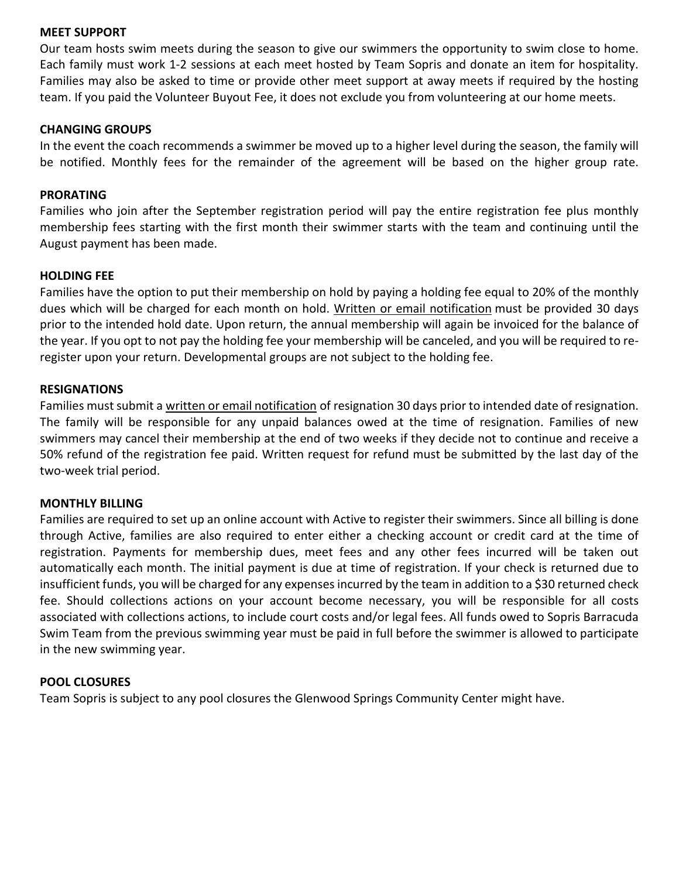**MEET SUPPORT**

Our team hosts swim meets during the season to give our swimmers the opportunity to swim close to home. Each family must work 1-2 sessions at each meet hosted by Team Sopris and donate an item for hospitality. Families may also be asked to time or provide other meet support at away meets if required by the hosting team. If you paid the Volunteer Buyout Fee, it does not exclude you from volunteering at our home meets.

**CHANGING GROUPS**

In the event the coach recommends a swimmer be moved up to a higher level during the season, the family will be notified. Monthly fees for the remainder of the agreement will be based on the higher group rate.

**PRORATING**

Families who join after the September registration period will pay the entire registration fee plus monthly membership fees starting with the first month their swimmer starts with the team and continuing until the August payment has been made.

**HOLDING FEE**

Families have the option to put their membership on hold by paying a holding fee equal to 20% of the monthly dues which will be charged for each month on hold. <u>Written or email notification</u> must be provided 30 days prior to the intended hold date. Upon return, the annual membership will again be invoiced for the balance of the year. If you opt to not pay the holding fee your membership will be canceled, and you will be required to re-register upon your return. Developmental groups are not subject to the holding fee.

**RESIGNATIONS**

Families must submit a <u>written or email notification</u> of resignation 30 days prior to intended date of resignation. The family will be responsible for any unpaid balances owed at the time of resignation. Families of new swimmers may cancel their membership at the end of two weeks if they decide not to continue and receive a 50% refund of the registration fee paid. Written request for refund must be submitted by the last day of the two-week trial period.

**MONTHLY BILLING**

Families are required to set up an online account with Active to register their swimmers. Since all billing is done through Active, families are also required to enter either a checking account or credit card at the time of registration. Payments for membership dues, meet fees and any other fees incurred will be taken out automatically each month. The initial payment is due at time of registration. If your check is returned due to insufficient funds, you will be charged for any expenses incurred by the team in addition to a $30 returned check fee. Should collections actions on your account become necessary, you will be responsible for all costs associated with collections actions, to include court costs and/or legal fees. All funds owed to Sopris Barracuda Swim Team from the previous swimming year must be paid in full before the swimmer is allowed to participate in the new swimming year.

**POOL CLOSURES**

Team Sopris is subject to any pool closures the Glenwood Springs Community Center might have.